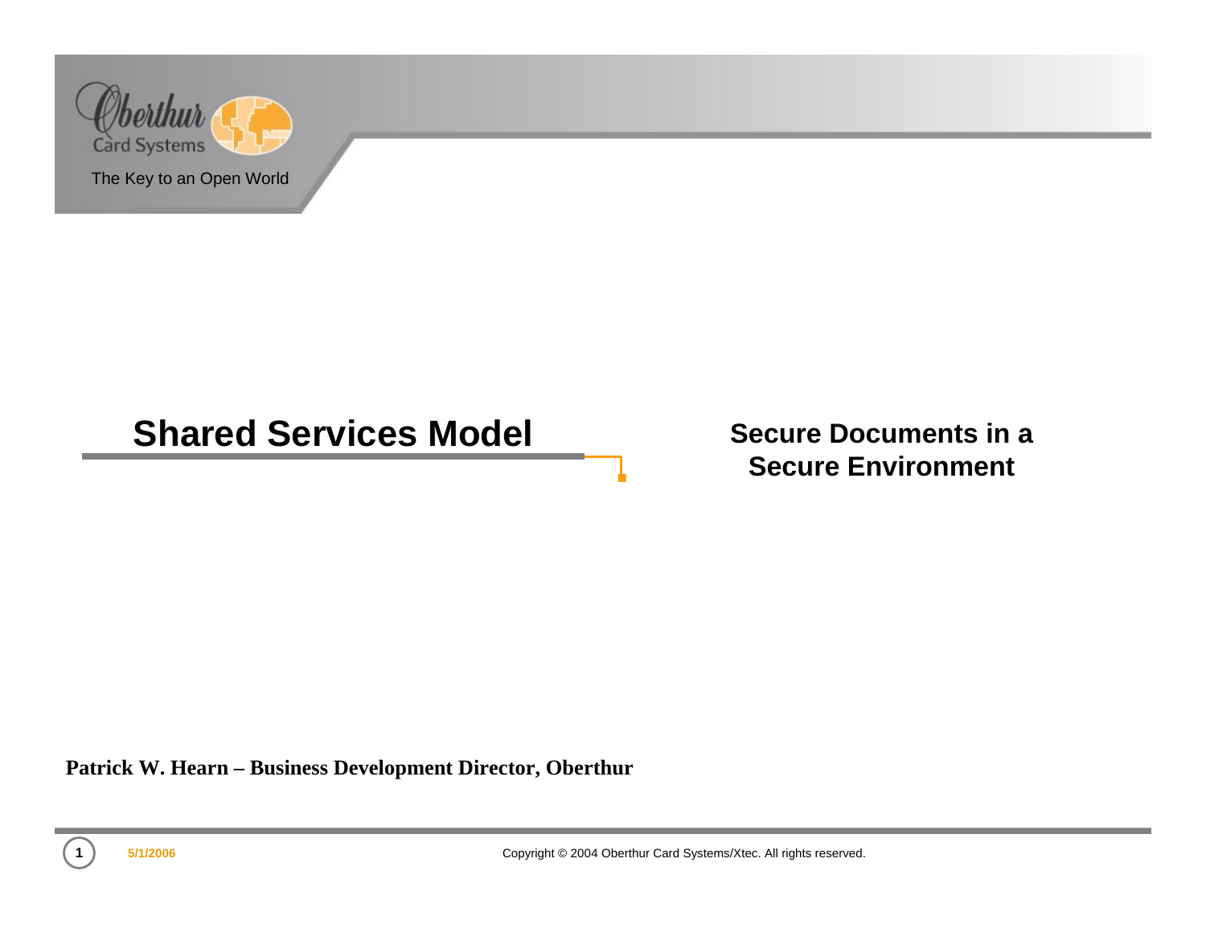Oberthur Card Systems

The Key to an Open World

# Shared Services Model

## Secure Documents in a Secure Environment

**Patrick W. Hearn – Business Development Director, Oberthur**

5/1/2006

Copyright © 2004 Oberthur Card Systems/Xtec. All rights reserved.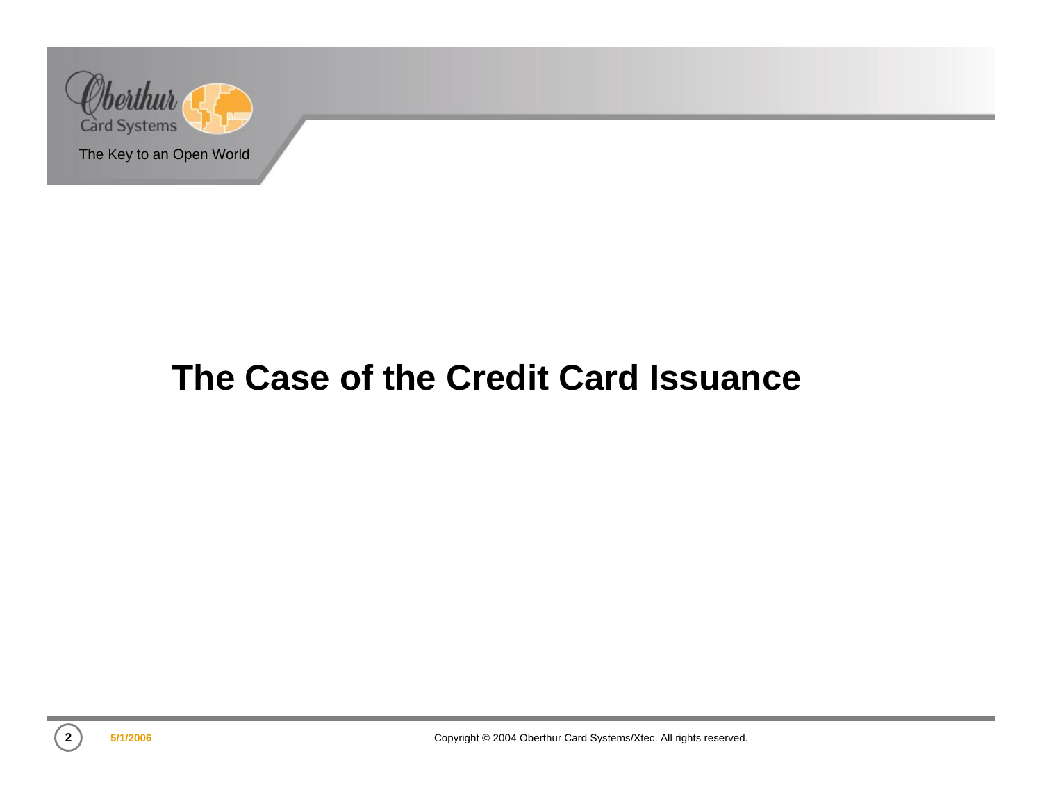# The Case of the Credit Card Issuance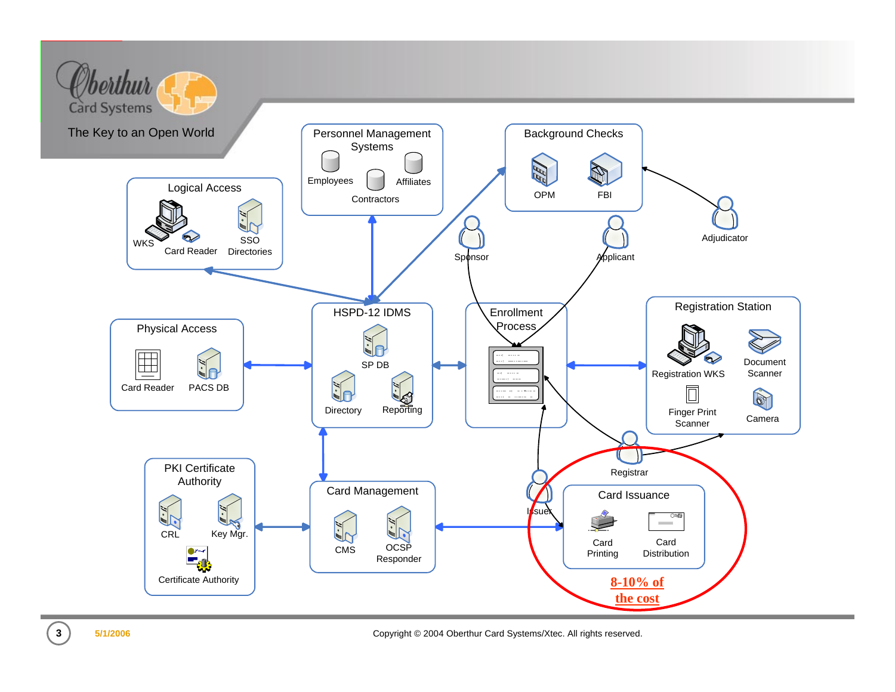Oberthur Card Systems

The Key to an Open World

## Personnel Management Systems

Employees, Contractors, Affiliates

## Background Checks

OPM, FBI

## Logical Access

WKS, Card Reader, SSO Directories

Sponsor

Applicant

Adjudicator

## Physical Access

Card Reader, PACS DB

## HSPD-12 IDMS

SP DB, Directory, Reporting

## Enrollment Process

## Registration Station

Registration WKS, Document Scanner, Finger Print Scanner, Camera

Registrar

## PKI Certificate Authority

CRL, Key Mgr., Certificate Authority

## Card Management

CMS, OCSP Responder

Issuer

## Card Issuance

Card Printing, Card Distribution

8-10% of the cost

5/1/2006

Copyright © 2004 Oberthur Card Systems/Xtec. All rights reserved.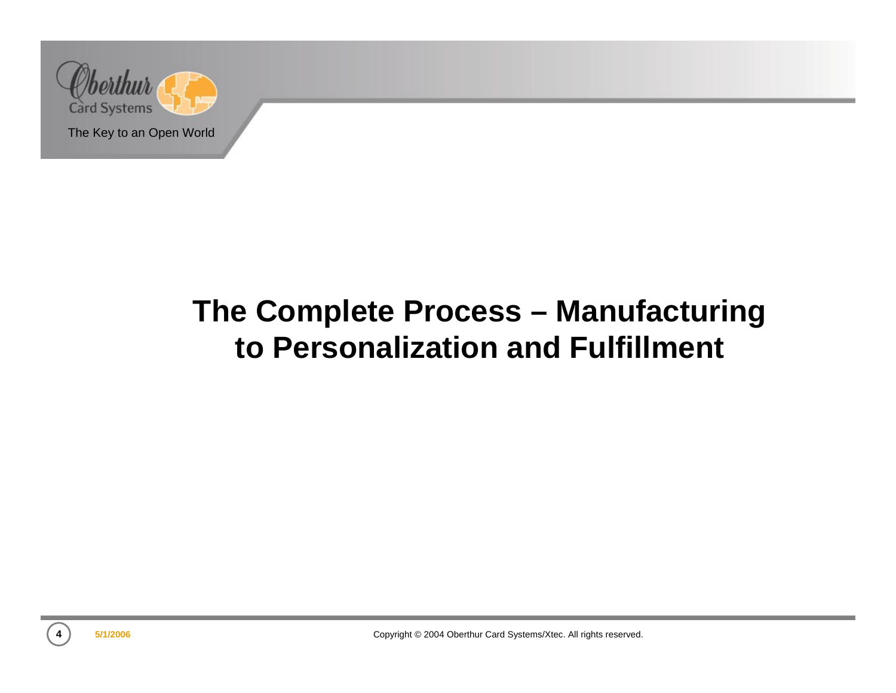# The Complete Process – Manufacturing to Personalization and Fulfillment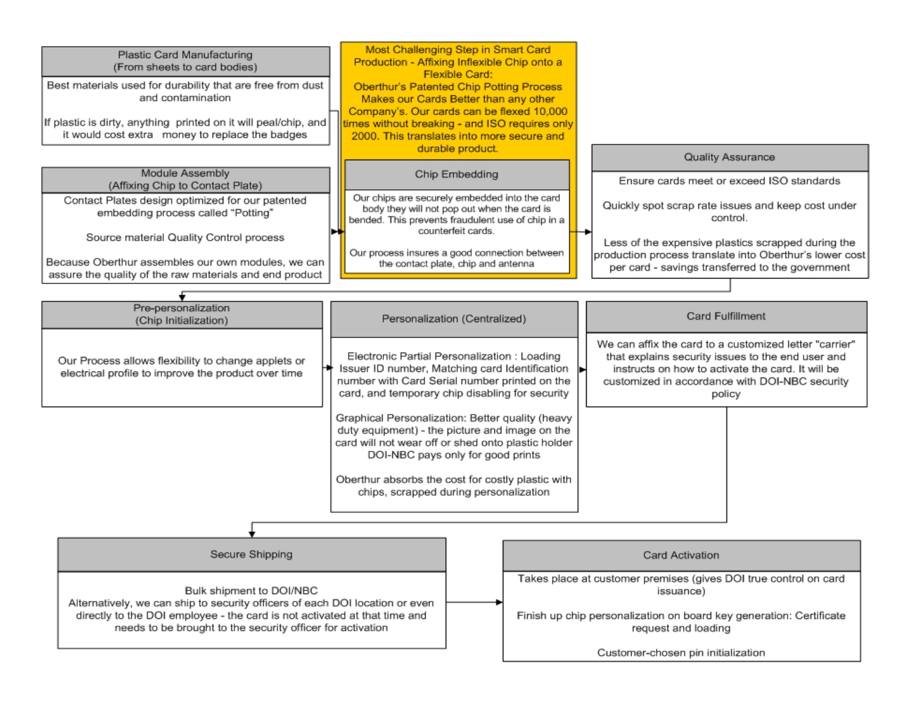### Plastic Card Manufacturing (From sheets to card bodies)

Best materials used for durability that are free from dust and contamination

If plastic is dirty, anything printed on it will peal/chip, and it would cost extra money to replace the badges

### Module Assembly (Affixing Chip to Contact Plate)

Contact Plates design optimized for our patented embedding process called "Potting"

Source material Quality Control process

Because Oberthur assembles our own modules, we can assure the quality of the raw materials and end product

### Most Challenging Step in Smart Card Production - Affixing Inflexible Chip onto a Flexible Card:

Oberthur's Patented Chip Potting Process Makes our Cards Better than any other Company's. Our cards can be flexed 10,000 times without breaking - and ISO requires only 2000. This translates into more secure and durable product.

### Chip Embedding

Our chips are securely embedded into the card body they will not pop out when the card is bended. This prevents fraudulent use of chip in a counterfeit cards.

Our process insures a good connection between the contact plate, chip and antenna

### Quality Assurance

Ensure cards meet or exceed ISO standards

Quickly spot scrap rate issues and keep cost under control.

Less of the expensive plastics scrapped during the production process translate into Oberthur's lower cost per card - savings transferred to the government

### Pre-personalization (Chip Initialization)

Our Process allows flexibility to change applets or electrical profile to improve the product over time

### Personalization (Centralized)

Electronic Partial Personalization : Loading Issuer ID number, Matching card Identification number with Card Serial number printed on the card, and temporary chip disabling for security

Graphical Personalization: Better quality (heavy duty equipment) - the picture and image on the card will not wear off or shed onto plastic holder DOI-NBC pays only for good prints

Oberthur absorbs the cost for costly plastic with chips, scrapped during personalization

### Card Fulfillment

We can affix the card to a customized letter "carrier" that explains security issues to the end user and instructs on how to activate the card. It will be customized in accordance with DOI-NBC security policy

### Secure Shipping

Bulk shipment to DOI/NBC
Alternatively, we can ship to security officers of each DOI location or even directly to the DOI employee - the card is not activated at that time and needs to be brought to the security officer for activation

### Card Activation

Takes place at customer premises (gives DOI true control on card issuance)

Finish up chip personalization on board key generation: Certificate request and loading

Customer-chosen pin initialization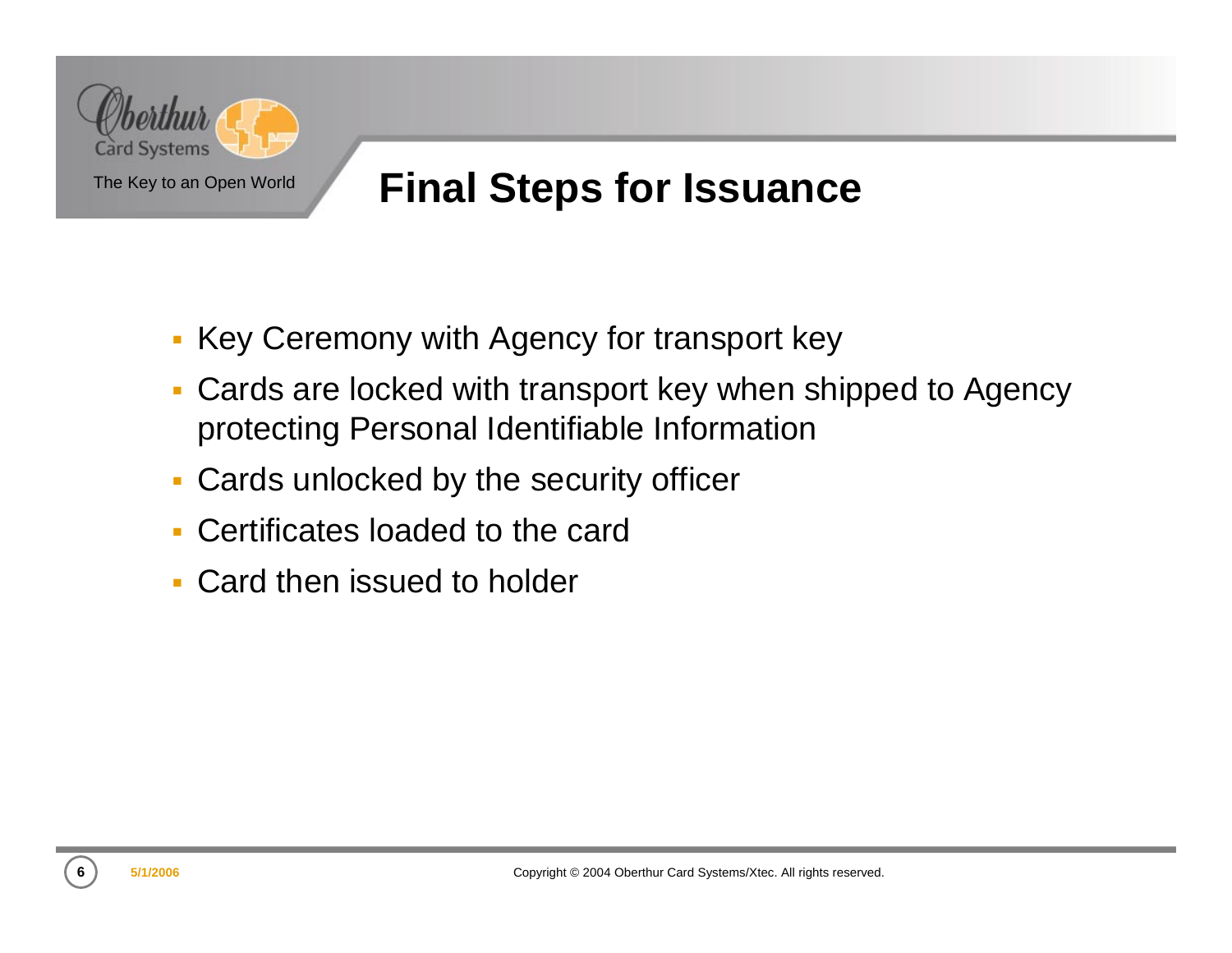# Final Steps for Issuance

- Key Ceremony with Agency for transport key
- Cards are locked with transport key when shipped to Agency protecting Personal Identifiable Information
- Cards unlocked by the security officer
- Certificates loaded to the card
- Card then issued to holder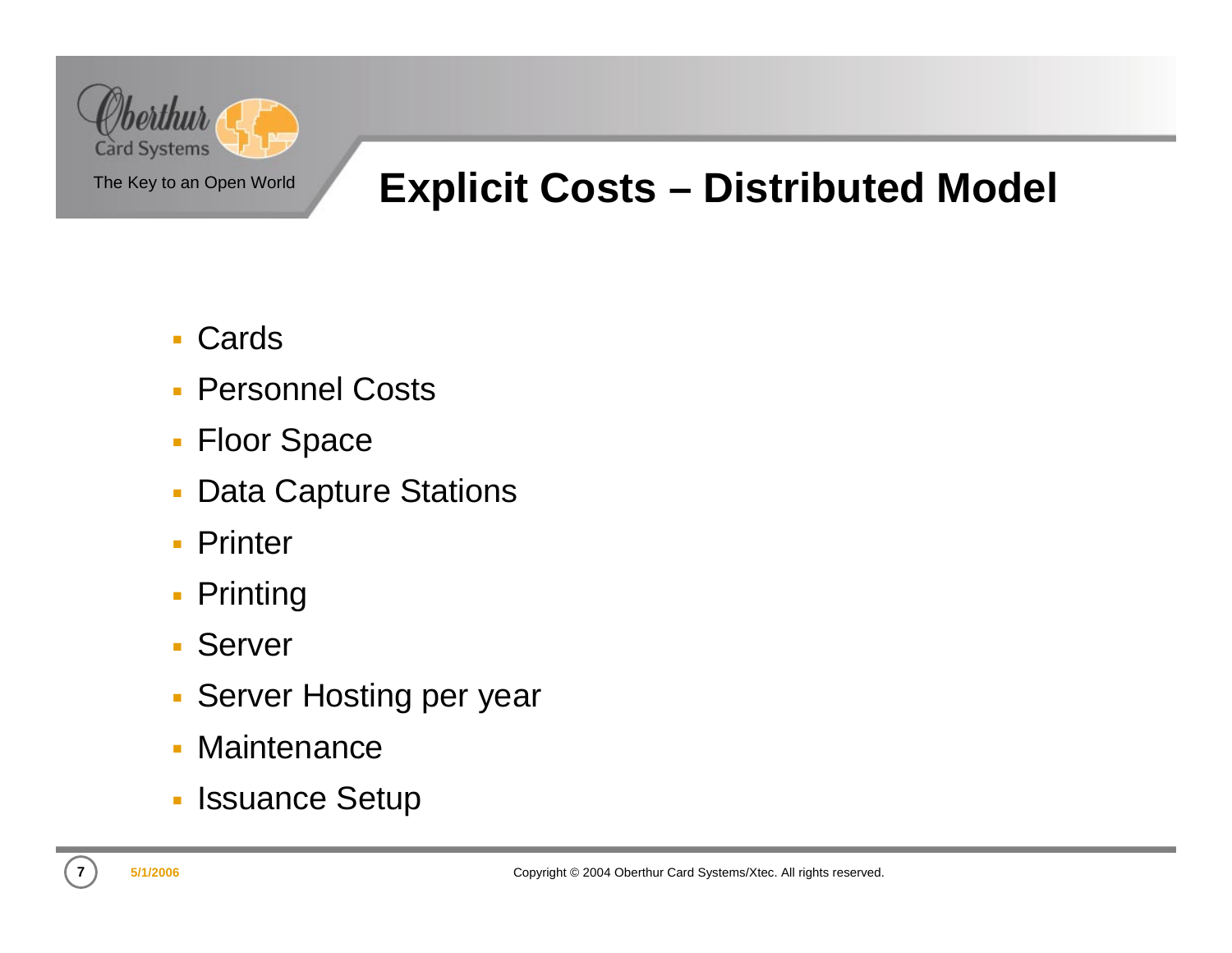# Explicit Costs – Distributed Model

- Cards
- Personnel Costs
- Floor Space
- Data Capture Stations
- Printer
- Printing
- Server
- Server Hosting per year
- Maintenance
- Issuance Setup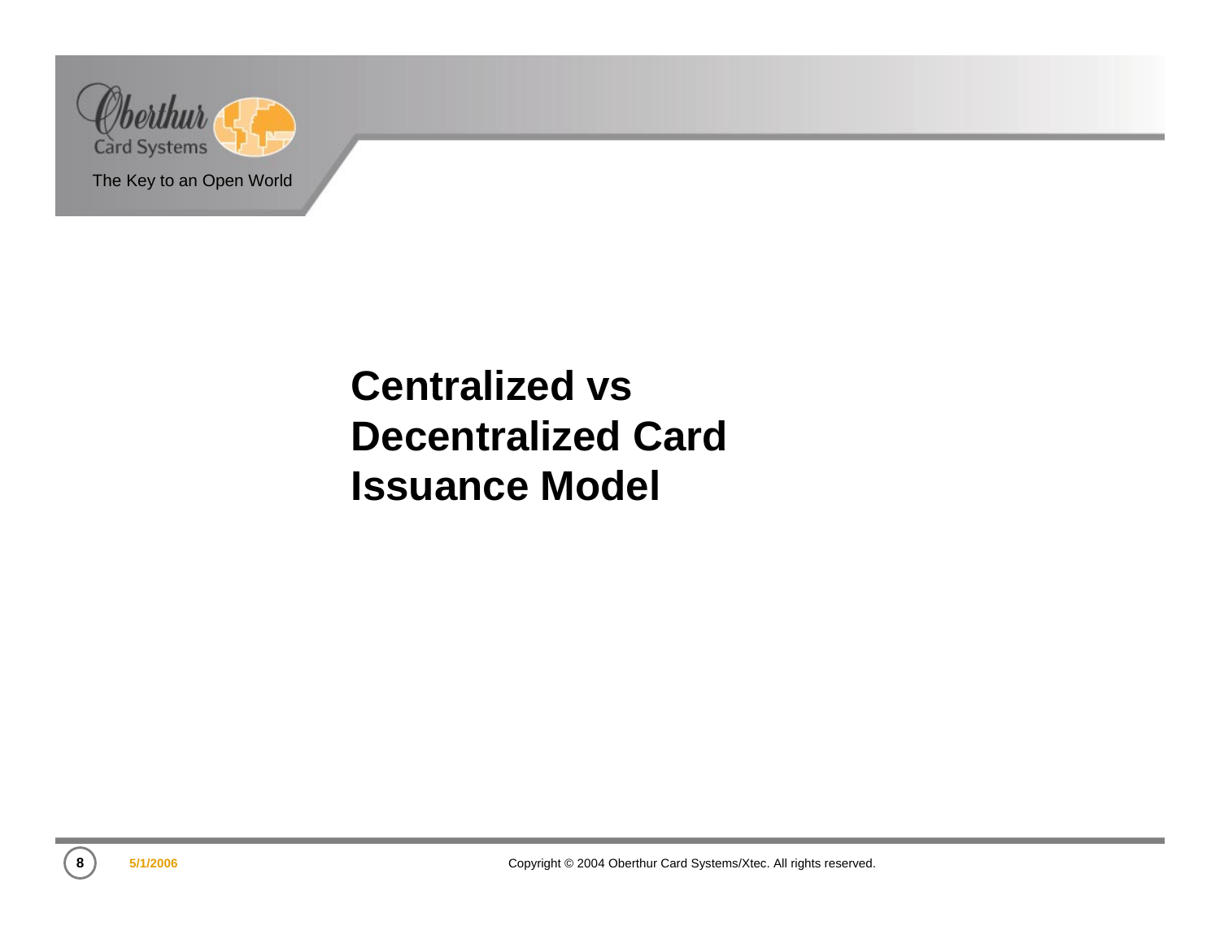# Centralized vs Decentralized Card Issuance Model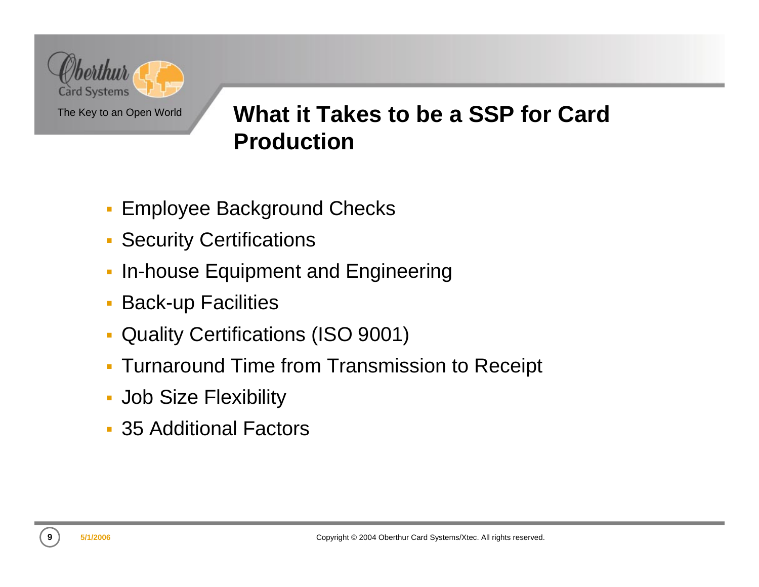## What it Takes to be a SSP for Card Production

- Employee Background Checks
- Security Certifications
- In-house Equipment and Engineering
- Back-up Facilities
- Quality Certifications (ISO 9001)
- Turnaround Time from Transmission to Receipt
- Job Size Flexibility
- 35 Additional Factors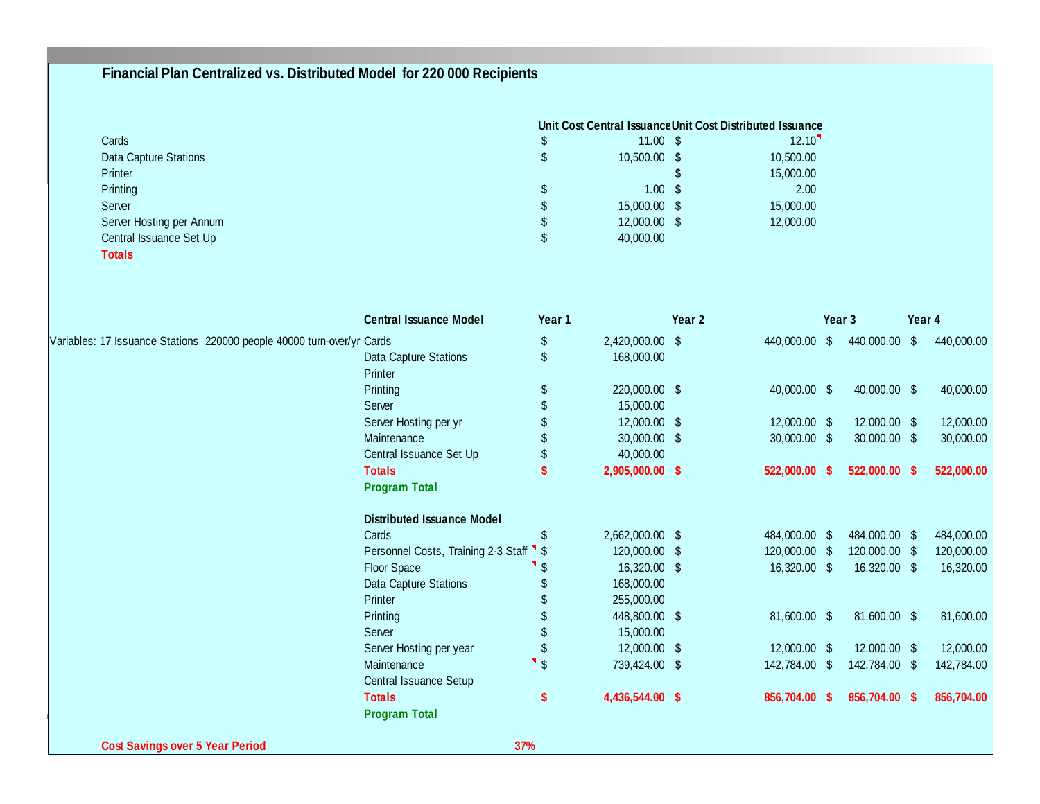## Financial Plan Centralized vs. Distributed Model for 220 000 Recipients

| | Unit Cost Central Issuance | Unit Cost Distributed Issuance |
|---|---|---|
| Cards | $ 11.00 | $ 12.10 |
| Data Capture Stations | $ 10,500.00 | $ 10,500.00 |
| Printer | | $ 15,000.00 |
| Printing | $ 1.00 | $ 2.00 |
| Server | $ 15,000.00 | $ 15,000.00 |
| Server Hosting per Annum | $ 12,000.00 | $ 12,000.00 |
| Central Issuance Set Up | $ 40,000.00 | |
| **Totals** | | |

Variables: 17 Issuance Stations 220000 people 40000 turn-over/yr

| Central Issuance Model | Year 1 | Year 2 | Year 3 | Year 4 |
|---|---|---|---|---|
| Cards | $ 2,420,000.00 | $ 440,000.00 | $ 440,000.00 | $ 440,000.00 |
| Data Capture Stations | $ 168,000.00 | | | |
| Printer | | | | |
| Printing | $ 220,000.00 | $ 40,000.00 | $ 40,000.00 | $ 40,000.00 |
| Server | $ 15,000.00 | | | |
| Server Hosting per yr | $ 12,000.00 | $ 12,000.00 | $ 12,000.00 | $ 12,000.00 |
| Maintenance | $ 30,000.00 | $ 30,000.00 | $ 30,000.00 | $ 30,000.00 |
| Central Issuance Set Up | $ 40,000.00 | | | |
| **Totals** | **$ 2,905,000.00** | **$ 522,000.00** | **$ 522,000.00** | **$ 522,000.00** |
| **Program Total** | | | | |

| Distributed Issuance Model | Year 1 | Year 2 | Year 3 | Year 4 |
|---|---|---|---|---|
| Cards | $ 2,662,000.00 | $ 484,000.00 | $ 484,000.00 | $ 484,000.00 |
| Personnel Costs, Training 2-3 Staff | $ 120,000.00 | $ 120,000.00 | $ 120,000.00 | $ 120,000.00 |
| Floor Space | $ 16,320.00 | $ 16,320.00 | $ 16,320.00 | $ 16,320.00 |
| Data Capture Stations | $ 168,000.00 | | | |
| Printer | $ 255,000.00 | | | |
| Printing | $ 448,800.00 | $ 81,600.00 | $ 81,600.00 | $ 81,600.00 |
| Server | $ 15,000.00 | | | |
| Server Hosting per year | $ 12,000.00 | $ 12,000.00 | $ 12,000.00 | $ 12,000.00 |
| Maintenance | $ 739,424.00 | $ 142,784.00 | $ 142,784.00 | $ 142,784.00 |
| Central Issuance Setup | | | | |
| **Totals** | **$ 4,436,544.00** | **$ 856,704.00** | **$ 856,704.00** | **$ 856,704.00** |
| **Program Total** | | | | |

**Cost Savings over 5 Year Period** **37%**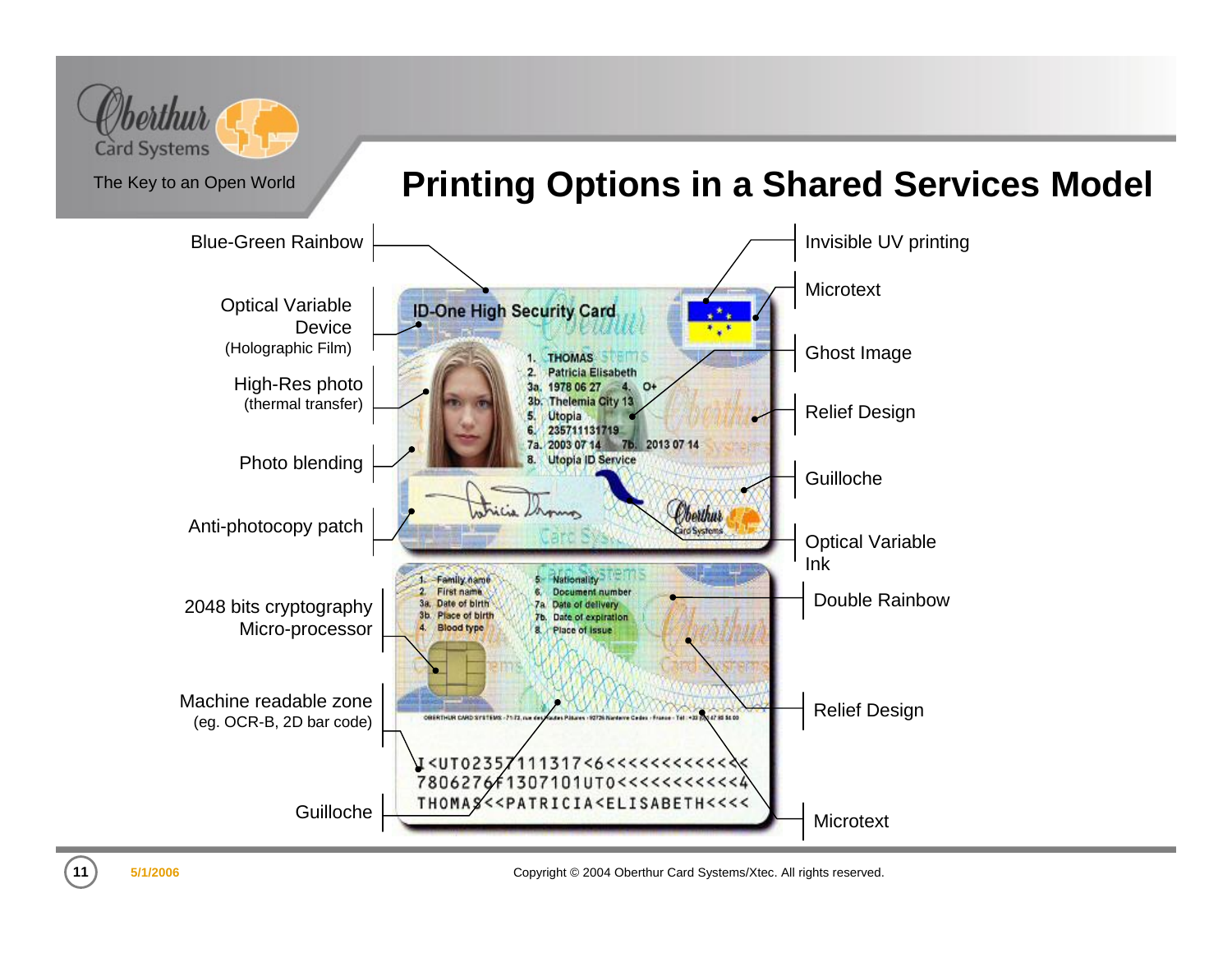# Printing Options in a Shared Services Model

- Blue-Green Rainbow
- Optical Variable Device (Holographic Film)
- High-Res photo (thermal transfer)
- Photo blending
- Anti-photocopy patch
- 2048 bits cryptography Micro-processor
- Machine readable zone (eg. OCR-B, 2D bar code)
- Guilloche
- Invisible UV printing
- Microtext
- Ghost Image
- Relief Design
- Guilloche
- Optical Variable Ink
- Double Rainbow
- Relief Design
- Microtext

Copyright © 2004 Oberthur Card Systems/Xtec. All rights reserved.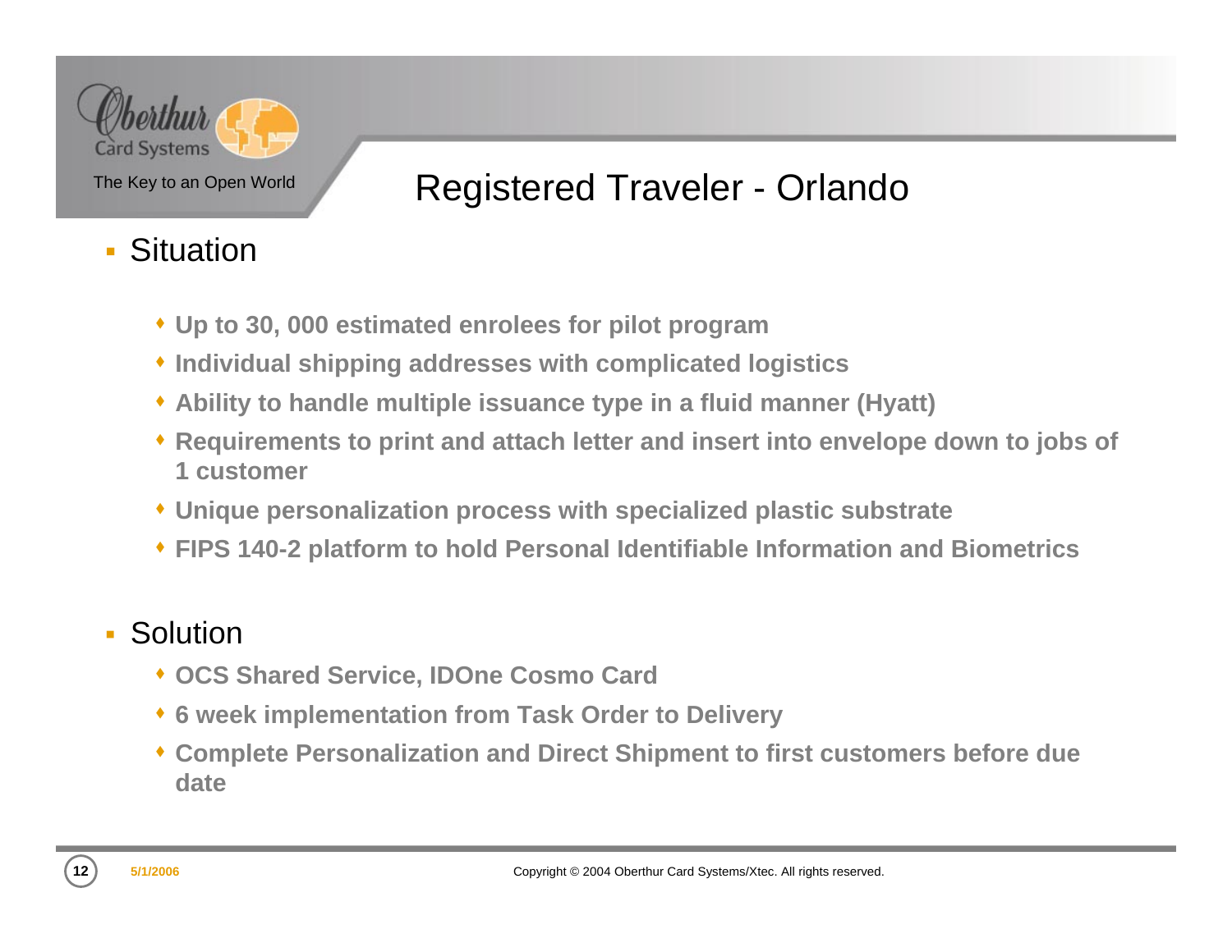# Registered Traveler - Orlando

- Situation
  - Up to 30, 000 estimated enrolees for pilot program
  - Individual shipping addresses with complicated logistics
  - Ability to handle multiple issuance type in a fluid manner (Hyatt)
  - Requirements to print and attach letter and insert into envelope down to jobs of 1 customer
  - Unique personalization process with specialized plastic substrate
  - FIPS 140-2 platform to hold Personal Identifiable Information and Biometrics
- Solution
  - OCS Shared Service, IDOne Cosmo Card
  - 6 week implementation from Task Order to Delivery
  - Complete Personalization and Direct Shipment to first customers before due date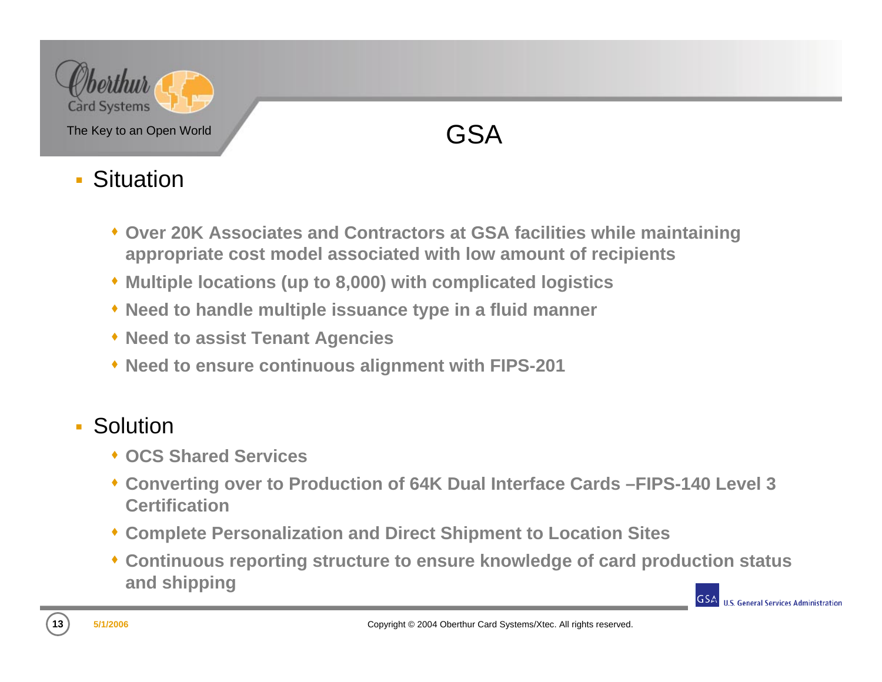# GSA

## Situation

- Over 20K Associates and Contractors at GSA facilities while maintaining appropriate cost model associated with low amount of recipients
- Multiple locations (up to 8,000) with complicated logistics
- Need to handle multiple issuance type in a fluid manner
- Need to assist Tenant Agencies
- Need to ensure continuous alignment with FIPS-201

## Solution

- OCS Shared Services
- Converting over to Production of 64K Dual Interface Cards –FIPS-140 Level 3 Certification
- Complete Personalization and Direct Shipment to Location Sites
- Continuous reporting structure to ensure knowledge of card production status and shipping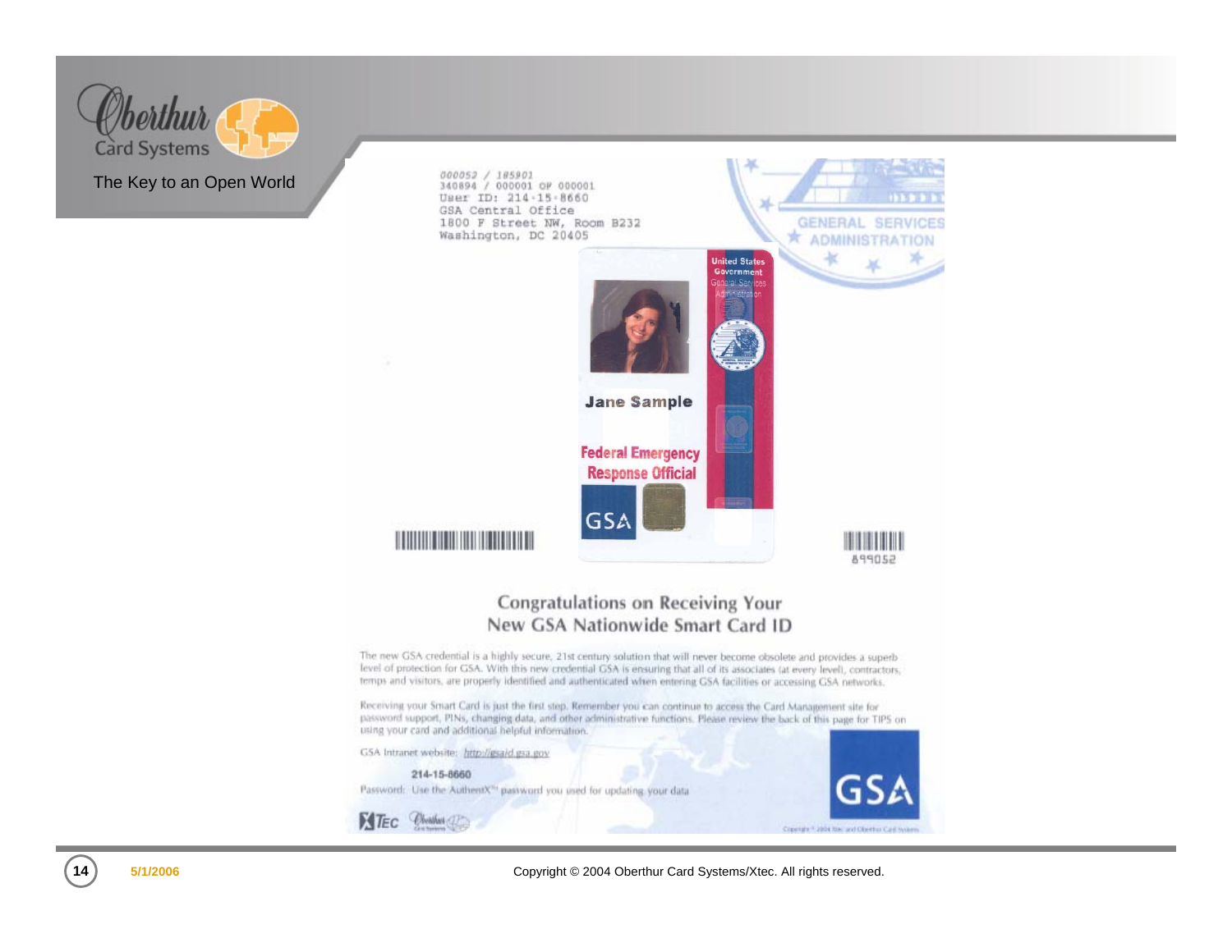000052 / 185901
340894 / 000001 OF 000001
User ID: 214-15-8660
GSA Central Office
1800 F Street NW, Room B232
Washington, DC 20405

GENERAL SERVICES ADMINISTRATION

United States Government
General Services Administration

Jane Sample

Federal Emergency Response Official

GSA

899052

## Congratulations on Receiving Your New GSA Nationwide Smart Card ID

The new GSA credential is a highly secure, 21st century solution that will never become obsolete and provides a superb level of protection for GSA. With this new credential GSA is ensuring that all of its associates (at every level), contractors, temps and visitors, are properly identified and authenticated when entering GSA facilities or accessing GSA networks.

Receiving your Smart Card is just the first step. Remember you can continue to access the Card Management site for password support, PINs, changing data, and other administrative functions. Please review the back of this page for TIPS on using your card and additional helpful information.

GSA Intranet website: http://gsaid.gsa.gov

214-15-8660

Password: Use the AuthentX™ password you used for updating your data

GSA

Copyright © 2004 Xtec and Oberthur Card Systems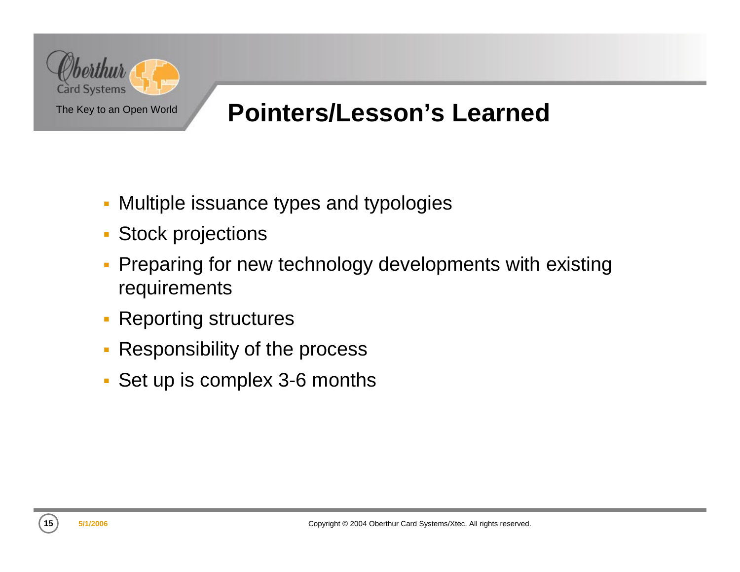## Pointers/Lesson's Learned

- Multiple issuance types and typologies
- Stock projections
- Preparing for new technology developments with existing requirements
- Reporting structures
- Responsibility of the process
- Set up is complex 3-6 months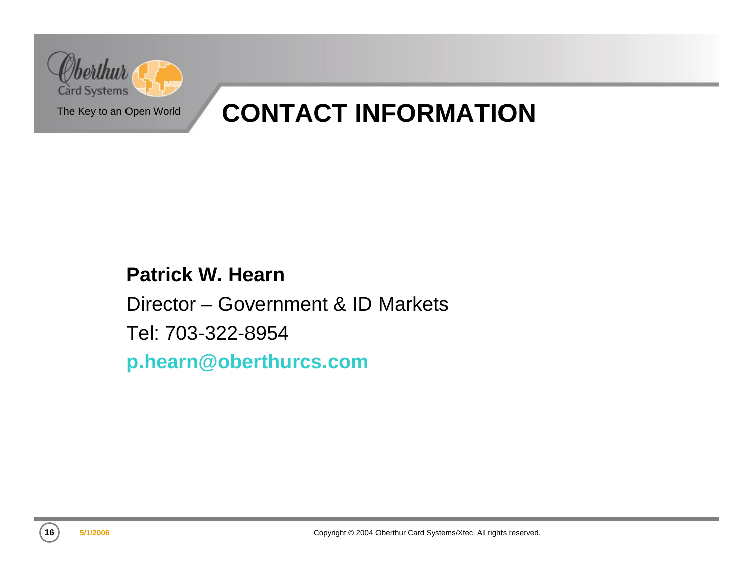# CONTACT INFORMATION

**Patrick W. Hearn**

Director – Government & ID Markets

Tel: 703-322-8954

**p.hearn@oberthurcs.com**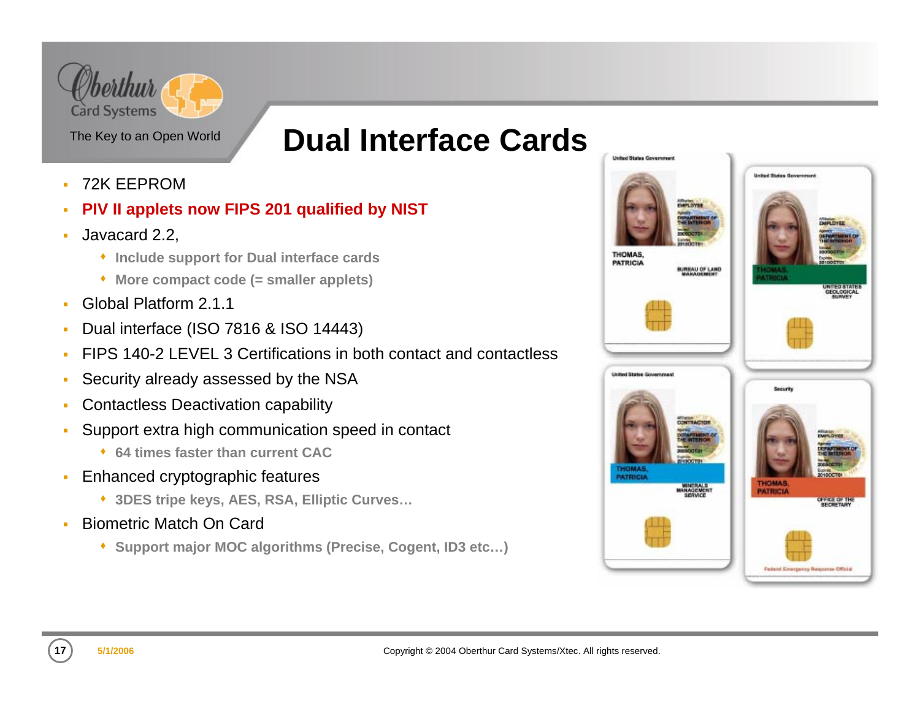# Dual Interface Cards

- 72K EEPROM
- **PIV II applets now FIPS 201 qualified by NIST**
- Javacard 2.2,
  - **Include support for Dual interface cards**
  - **More compact code (= smaller applets)**
- Global Platform 2.1.1
- Dual interface (ISO 7816 & ISO 14443)
- FIPS 140-2 LEVEL 3 Certifications in both contact and contactless
- Security already assessed by the NSA
- Contactless Deactivation capability
- Support extra high communication speed in contact
  - **64 times faster than current CAC**
- Enhanced cryptographic features
  - **3DES tripe keys, AES, RSA, Elliptic Curves…**
- Biometric Match On Card
  - **Support major MOC algorithms (Precise, Cogent, ID3 etc…)**